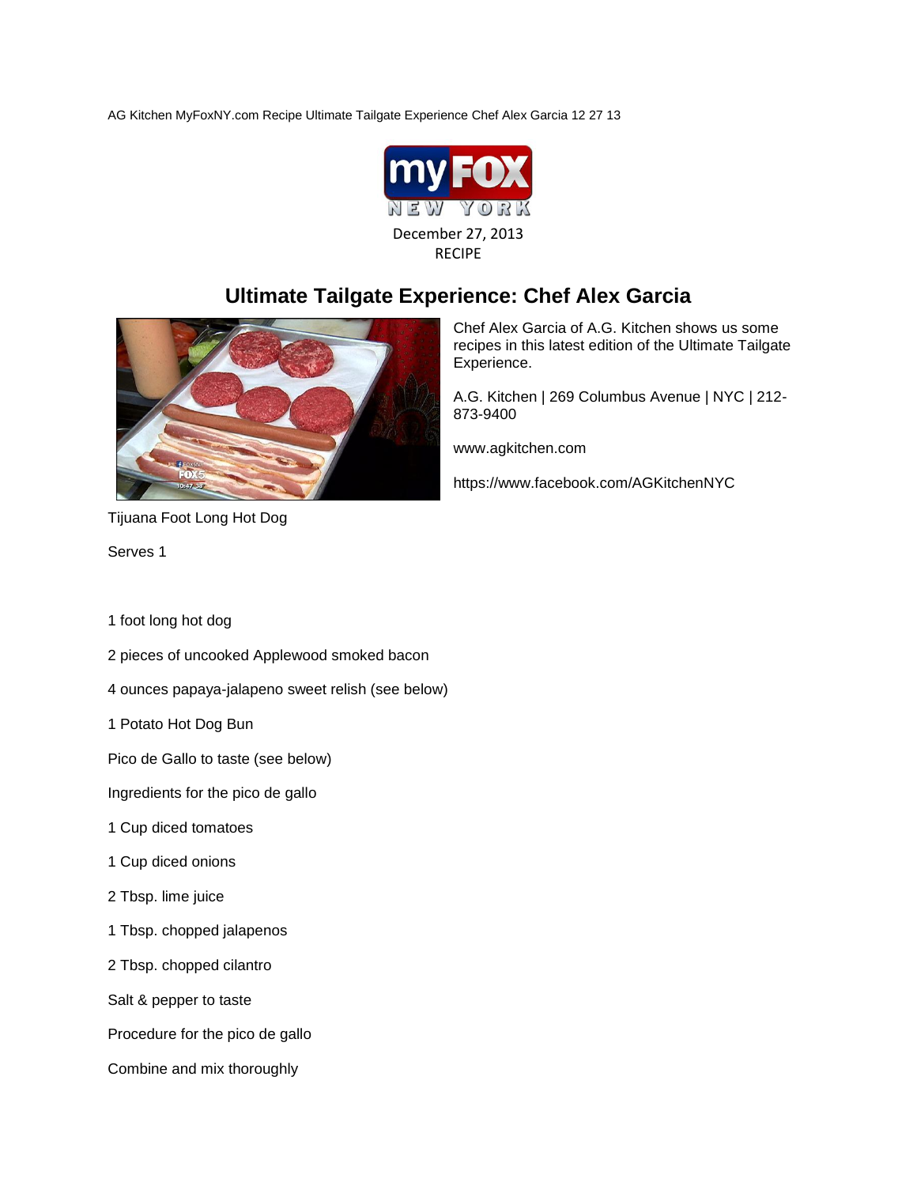AG Kitchen MyFoxNY.com Recipe Ultimate Tailgate Experience Chef Alex Garcia 12 27 13

December 27, 2013

RECIPE

# Ultimate Tailgate Experience: Chef Alex Garcia

Chef Alex Garcia of A.G. Kitchen shows us some recipes in this latest edition of the Ultimate Tailgate Experience.

A.G. Kitchen | 269 Columbus Avenue | NYC | 212-873-9400

www.agkitchen.com

https://www.facebook.com/AGKitchenNYC

Tijuana Foot Long Hot Dog

Serves 1

1 foot long hot dog

2 pieces of uncooked Applewood smoked bacon

4 ounces papaya-jalapeno sweet relish (see below)

1 Potato Hot Dog Bun

Pico de Gallo to taste (see below)

Ingredients for the pico de gallo

1 Cup diced tomatoes

1 Cup diced onions

2 Tbsp. lime juice

1 Tbsp. chopped jalapenos

2 Tbsp. chopped cilantro

Salt & pepper to taste

Procedure for the pico de gallo

Combine and mix thoroughly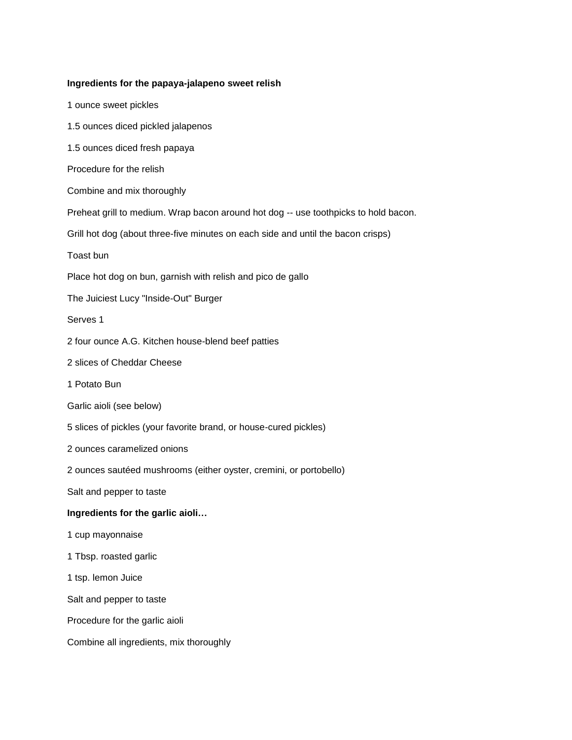**Ingredients for the papaya-jalapeno sweet relish**

1 ounce sweet pickles

1.5 ounces diced pickled jalapenos

1.5 ounces diced fresh papaya

Procedure for the relish

Combine and mix thoroughly

Preheat grill to medium. Wrap bacon around hot dog -- use toothpicks to hold bacon.

Grill hot dog (about three-five minutes on each side and until the bacon crisps)

Toast bun

Place hot dog on bun, garnish with relish and pico de gallo

The Juiciest Lucy "Inside-Out" Burger

Serves 1

2 four ounce A.G. Kitchen house-blend beef patties

2 slices of Cheddar Cheese

1 Potato Bun

Garlic aioli (see below)

5 slices of pickles (your favorite brand, or house-cured pickles)

2 ounces caramelized onions

2 ounces sautéed mushrooms (either oyster, cremini, or portobello)

Salt and pepper to taste

**Ingredients for the garlic aioli…**

1 cup mayonnaise

1 Tbsp. roasted garlic

1 tsp. lemon Juice

Salt and pepper to taste

Procedure for the garlic aioli

Combine all ingredients, mix thoroughly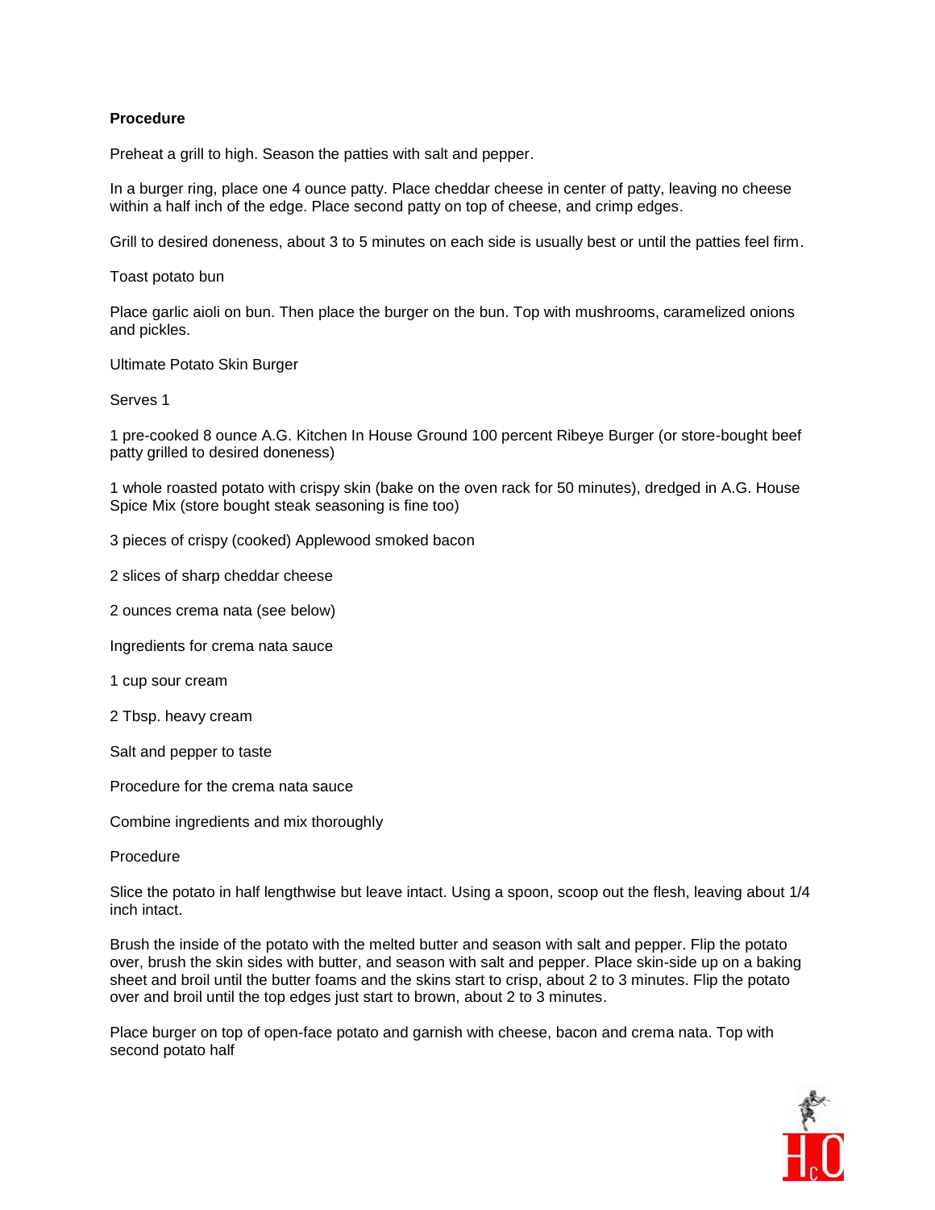**Procedure**

Preheat a grill to high. Season the patties with salt and pepper.

In a burger ring, place one 4 ounce patty. Place cheddar cheese in center of patty, leaving no cheese within a half inch of the edge. Place second patty on top of cheese, and crimp edges.

Grill to desired doneness, about 3 to 5 minutes on each side is usually best or until the patties feel firm.

Toast potato bun

Place garlic aioli on bun. Then place the burger on the bun. Top with mushrooms, caramelized onions and pickles.

Ultimate Potato Skin Burger

Serves 1

1 pre-cooked 8 ounce A.G. Kitchen In House Ground 100 percent Ribeye Burger (or store-bought beef patty grilled to desired doneness)

1 whole roasted potato with crispy skin (bake on the oven rack for 50 minutes), dredged in A.G. House Spice Mix (store bought steak seasoning is fine too)

3 pieces of crispy (cooked) Applewood smoked bacon

2 slices of sharp cheddar cheese

2 ounces crema nata (see below)

Ingredients for crema nata sauce

1 cup sour cream

2 Tbsp. heavy cream

Salt and pepper to taste

Procedure for the crema nata sauce

Combine ingredients and mix thoroughly

Procedure

Slice the potato in half lengthwise but leave intact. Using a spoon, scoop out the flesh, leaving about 1/4 inch intact.

Brush the inside of the potato with the melted butter and season with salt and pepper. Flip the potato over, brush the skin sides with butter, and season with salt and pepper. Place skin-side up on a baking sheet and broil until the butter foams and the skins start to crisp, about 2 to 3 minutes. Flip the potato over and broil until the top edges just start to brown, about 2 to 3 minutes.

Place burger on top of open-face potato and garnish with cheese, bacon and crema nata. Top with second potato half